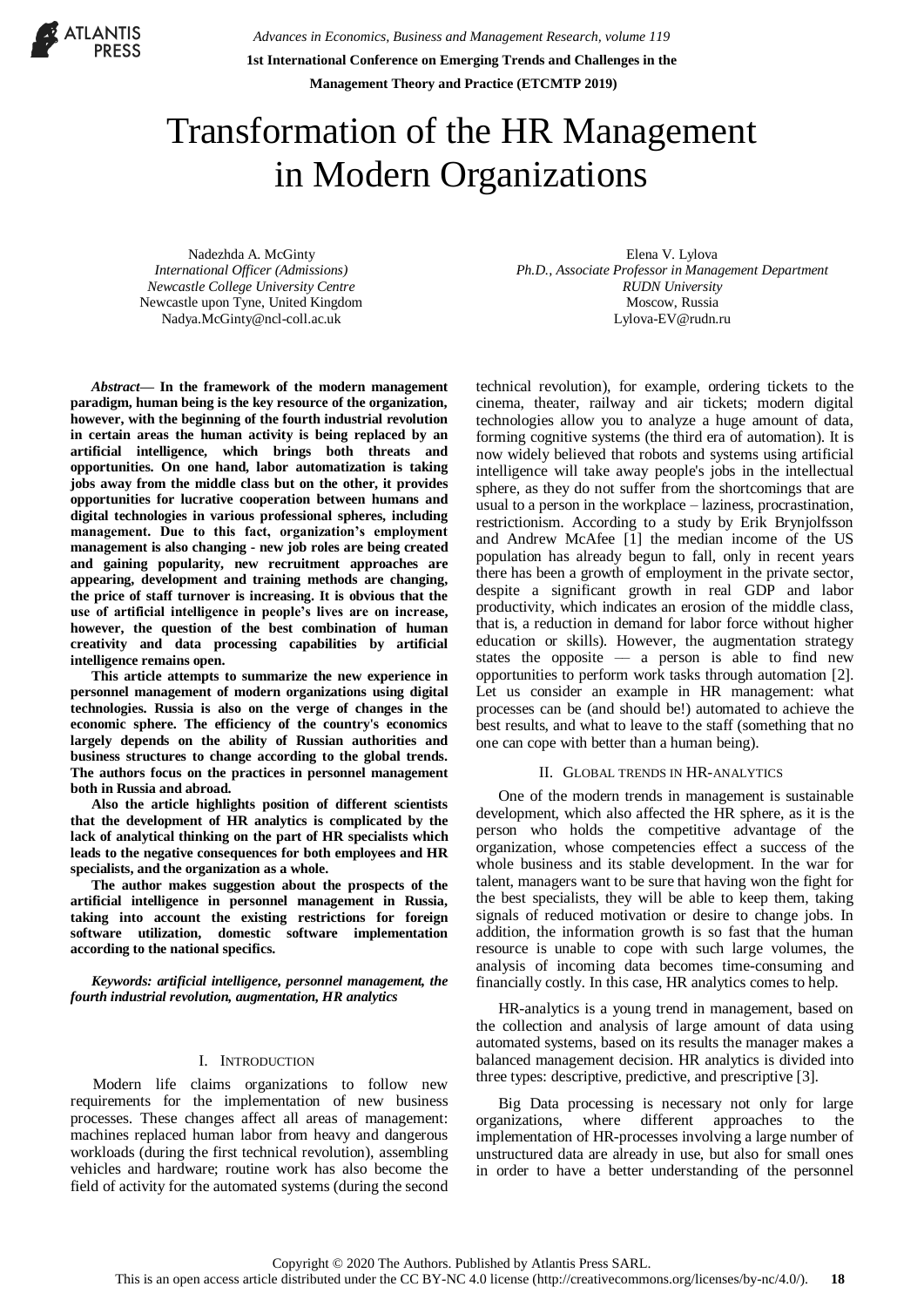# Transformation of the HR Management in Modern Organizations

Nadezhda A. McGinty
*International Officer (Admissions)*
*Newcastle College University Centre*
Newcastle upon Tyne, United Kingdom
Nadya.McGinty@ncl-coll.ac.uk

Elena V. Lylova
*Ph.D., Associate Professor in Management Department*
*RUDN University*
Moscow, Russia
Lylova-EV@rudn.ru

***Abstract*— In the framework of the modern management paradigm, human being is the key resource of the organization, however, with the beginning of the fourth industrial revolution in certain areas the human activity is being replaced by an artificial intelligence, which brings both threats and opportunities. On one hand, labor automatization is taking jobs away from the middle class but on the other, it provides opportunities for lucrative cooperation between humans and digital technologies in various professional spheres, including management. Due to this fact, organization's employment management is also changing - new job roles are being created and gaining popularity, new recruitment approaches are appearing, development and training methods are changing, the price of staff turnover is increasing. It is obvious that the use of artificial intelligence in people's lives are on increase, however, the question of the best combination of human creativity and data processing capabilities by artificial intelligence remains open.**

**This article attempts to summarize the new experience in personnel management of modern organizations using digital technologies. Russia is also on the verge of changes in the economic sphere. The efficiency of the country's economics largely depends on the ability of Russian authorities and business structures to change according to the global trends. The authors focus on the practices in personnel management both in Russia and abroad.**

**Also the article highlights position of different scientists that the development of HR analytics is complicated by the lack of analytical thinking on the part of HR specialists which leads to the negative consequences for both employees and HR specialists, and the organization as a whole.**

**The author makes suggestion about the prospects of the artificial intelligence in personnel management in Russia, taking into account the existing restrictions for foreign software utilization, domestic software implementation according to the national specifics.**

***Keywords: artificial intelligence, personnel management, the fourth industrial revolution, augmentation, HR analytics***

## I. Introduction

Modern life claims organizations to follow new requirements for the implementation of new business processes. These changes affect all areas of management: machines replaced human labor from heavy and dangerous workloads (during the first technical revolution), assembling vehicles and hardware; routine work has also become the field of activity for the automated systems (during the second technical revolution), for example, ordering tickets to the cinema, theater, railway and air tickets; modern digital technologies allow you to analyze a huge amount of data, forming cognitive systems (the third era of automation). It is now widely believed that robots and systems using artificial intelligence will take away people's jobs in the intellectual sphere, as they do not suffer from the shortcomings that are usual to a person in the workplace – laziness, procrastination, restrictionism. According to a study by Erik Brynjolfsson and Andrew McAfee [1] the median income of the US population has already begun to fall, only in recent years there has been a growth of employment in the private sector, despite a significant growth in real GDP and labor productivity, which indicates an erosion of the middle class, that is, a reduction in demand for labor force without higher education or skills). However, the augmentation strategy states the opposite — a person is able to find new opportunities to perform work tasks through automation [2]. Let us consider an example in HR management: what processes can be (and should be!) automated to achieve the best results, and what to leave to the staff (something that no one can cope with better than a human being).

## II. Global trends in HR-analytics

One of the modern trends in management is sustainable development, which also affected the HR sphere, as it is the person who holds the competitive advantage of the organization, whose competencies effect a success of the whole business and its stable development. In the war for talent, managers want to be sure that having won the fight for the best specialists, they will be able to keep them, taking signals of reduced motivation or desire to change jobs. In addition, the information growth is so fast that the human resource is unable to cope with such large volumes, the analysis of incoming data becomes time-consuming and financially costly. In this case, HR analytics comes to help.

HR-analytics is a young trend in management, based on the collection and analysis of large amount of data using automated systems, based on its results the manager makes a balanced management decision. HR analytics is divided into three types: descriptive, predictive, and prescriptive [3].

Big Data processing is necessary not only for large organizations, where different approaches to the implementation of HR-processes involving a large number of unstructured data are already in use, but also for small ones in order to have a better understanding of the personnel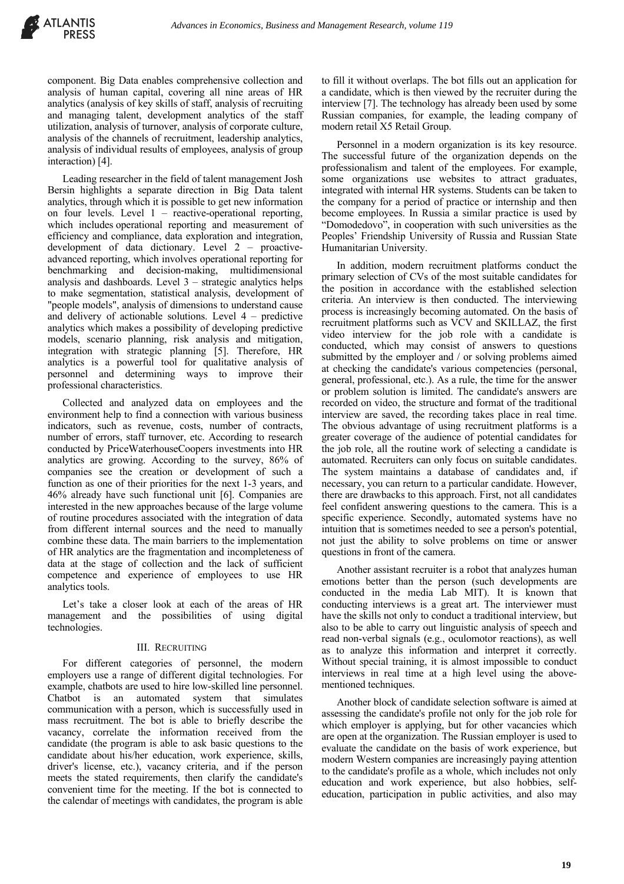component. Big Data enables comprehensive collection and analysis of human capital, covering all nine areas of HR analytics (analysis of key skills of staff, analysis of recruiting and managing talent, development analytics of the staff utilization, analysis of turnover, analysis of corporate culture, analysis of the channels of recruitment, leadership analytics, analysis of individual results of employees, analysis of group interaction) [4].

Leading researcher in the field of talent management Josh Bersin highlights a separate direction in Big Data talent analytics, through which it is possible to get new information on four levels. Level 1 – reactive-operational reporting, which includes operational reporting and measurement of efficiency and compliance, data exploration and integration, development of data dictionary. Level 2 – proactive-advanced reporting, which involves operational reporting for benchmarking and decision-making, multidimensional analysis and dashboards. Level 3 – strategic analytics helps to make segmentation, statistical analysis, development of "people models", analysis of dimensions to understand cause and delivery of actionable solutions. Level 4 – predictive analytics which makes a possibility of developing predictive models, scenario planning, risk analysis and mitigation, integration with strategic planning [5]. Therefore, HR analytics is a powerful tool for qualitative analysis of personnel and determining ways to improve their professional characteristics.

Collected and analyzed data on employees and the environment help to find a connection with various business indicators, such as revenue, costs, number of contracts, number of errors, staff turnover, etc. According to research conducted by PriceWaterhouseCoopers investments into HR analytics are growing. According to the survey, 86% of companies see the creation or development of such a function as one of their priorities for the next 1-3 years, and 46% already have such functional unit [6]. Companies are interested in the new approaches because of the large volume of routine procedures associated with the integration of data from different internal sources and the need to manually combine these data. The main barriers to the implementation of HR analytics are the fragmentation and incompleteness of data at the stage of collection and the lack of sufficient competence and experience of employees to use HR analytics tools.

Let's take a closer look at each of the areas of HR management and the possibilities of using digital technologies.

## III. RECRUITING

For different categories of personnel, the modern employers use a range of different digital technologies. For example, chatbots are used to hire low-skilled line personnel. Chatbot is an automated system that simulates communication with a person, which is successfully used in mass recruitment. The bot is able to briefly describe the vacancy, correlate the information received from the candidate (the program is able to ask basic questions to the candidate about his/her education, work experience, skills, driver's license, etc.), vacancy criteria, and if the person meets the stated requirements, then clarify the candidate's convenient time for the meeting. If the bot is connected to the calendar of meetings with candidates, the program is able to fill it without overlaps. The bot fills out an application for a candidate, which is then viewed by the recruiter during the interview [7]. The technology has already been used by some Russian companies, for example, the leading company of modern retail X5 Retail Group.

Personnel in a modern organization is its key resource. The successful future of the organization depends on the professionalism and talent of the employees. For example, some organizations use websites to attract graduates, integrated with internal HR systems. Students can be taken to the company for a period of practice or internship and then become employees. In Russia a similar practice is used by "Domodedovo", in cooperation with such universities as the Peoples' Friendship University of Russia and Russian State Humanitarian University.

In addition, modern recruitment platforms conduct the primary selection of CVs of the most suitable candidates for the position in accordance with the established selection criteria. An interview is then conducted. The interviewing process is increasingly becoming automated. On the basis of recruitment platforms such as VCV and SKILLAZ, the first video interview for the job role with a candidate is conducted, which may consist of answers to questions submitted by the employer and / or solving problems aimed at checking the candidate's various competencies (personal, general, professional, etc.). As a rule, the time for the answer or problem solution is limited. The candidate's answers are recorded on video, the structure and format of the traditional interview are saved, the recording takes place in real time. The obvious advantage of using recruitment platforms is a greater coverage of the audience of potential candidates for the job role, all the routine work of selecting a candidate is automated. Recruiters can only focus on suitable candidates. The system maintains a database of candidates and, if necessary, you can return to a particular candidate. However, there are drawbacks to this approach. First, not all candidates feel confident answering questions to the camera. This is a specific experience. Secondly, automated systems have no intuition that is sometimes needed to see a person's potential, not just the ability to solve problems on time or answer questions in front of the camera.

Another assistant recruiter is a robot that analyzes human emotions better than the person (such developments are conducted in the media Lab MIT). It is known that conducting interviews is a great art. The interviewer must have the skills not only to conduct a traditional interview, but also to be able to carry out linguistic analysis of speech and read non-verbal signals (e.g., oculomotor reactions), as well as to analyze this information and interpret it correctly. Without special training, it is almost impossible to conduct interviews in real time at a high level using the above-mentioned techniques.

Another block of candidate selection software is aimed at assessing the candidate's profile not only for the job role for which employer is applying, but for other vacancies which are open at the organization. The Russian employer is used to evaluate the candidate on the basis of work experience, but modern Western companies are increasingly paying attention to the candidate's profile as a whole, which includes not only education and work experience, but also hobbies, self-education, participation in public activities, and also may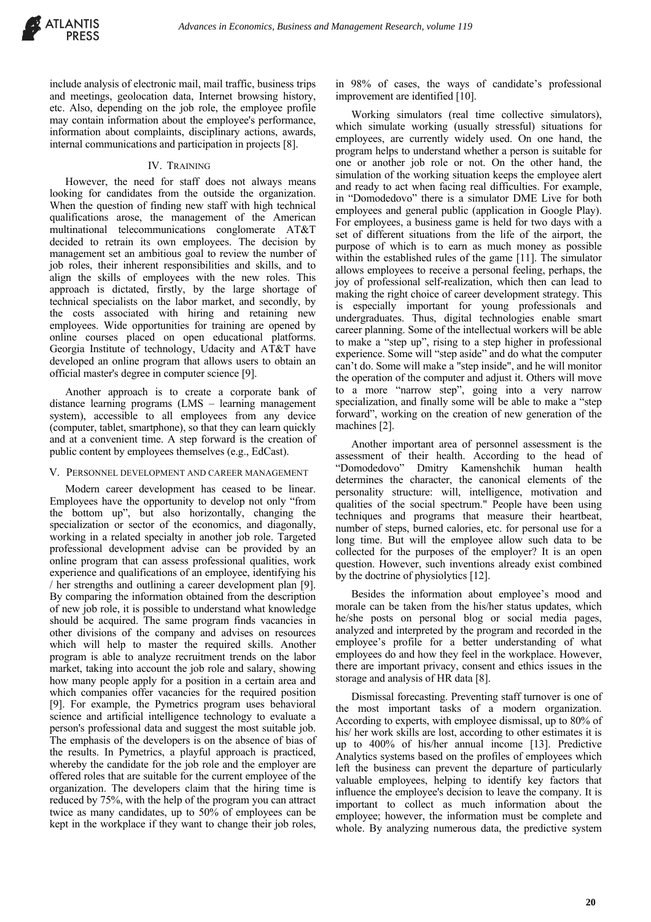include analysis of electronic mail, mail traffic, business trips and meetings, geolocation data, Internet browsing history, etc. Also, depending on the job role, the employee profile may contain information about the employee's performance, information about complaints, disciplinary actions, awards, internal communications and participation in projects [8].

## IV. Training

However, the need for staff does not always means looking for candidates from the outside the organization. When the question of finding new staff with high technical qualifications arose, the management of the American multinational telecommunications conglomerate AT&T decided to retrain its own employees. The decision by management set an ambitious goal to review the number of job roles, their inherent responsibilities and skills, and to align the skills of employees with the new roles. This approach is dictated, firstly, by the large shortage of technical specialists on the labor market, and secondly, by the costs associated with hiring and retaining new employees. Wide opportunities for training are opened by online courses placed on open educational platforms. Georgia Institute of technology, Udacity and AT&T have developed an online program that allows users to obtain an official master's degree in computer science [9].

Another approach is to create a corporate bank of distance learning programs (LMS – learning management system), accessible to all employees from any device (computer, tablet, smartphone), so that they can learn quickly and at a convenient time. A step forward is the creation of public content by employees themselves (e.g., EdCast).

## V. Personnel development and career management

Modern career development has ceased to be linear. Employees have the opportunity to develop not only "from the bottom up", but also horizontally, changing the specialization or sector of the economics, and diagonally, working in a related specialty in another job role. Targeted professional development advise can be provided by an online program that can assess professional qualities, work experience and qualifications of an employee, identifying his / her strengths and outlining a career development plan [9]. By comparing the information obtained from the description of new job role, it is possible to understand what knowledge should be acquired. The same program finds vacancies in other divisions of the company and advises on resources which will help to master the required skills. Another program is able to analyze recruitment trends on the labor market, taking into account the job role and salary, showing how many people apply for a position in a certain area and which companies offer vacancies for the required position [9]. For example, the Pymetrics program uses behavioral science and artificial intelligence technology to evaluate a person's professional data and suggest the most suitable job. The emphasis of the developers is on the absence of bias of the results. In Pymetrics, a playful approach is practiced, whereby the candidate for the job role and the employer are offered roles that are suitable for the current employee of the organization. The developers claim that the hiring time is reduced by 75%, with the help of the program you can attract twice as many candidates, up to 50% of employees can be kept in the workplace if they want to change their job roles, in 98% of cases, the ways of candidate's professional improvement are identified [10].

Working simulators (real time collective simulators), which simulate working (usually stressful) situations for employees, are currently widely used. On one hand, the program helps to understand whether a person is suitable for one or another job role or not. On the other hand, the simulation of the working situation keeps the employee alert and ready to act when facing real difficulties. For example, in "Domodedovo" there is a simulator DME Live for both employees and general public (application in Google Play). For employees, a business game is held for two days with a set of different situations from the life of the airport, the purpose of which is to earn as much money as possible within the established rules of the game [11]. The simulator allows employees to receive a personal feeling, perhaps, the joy of professional self-realization, which then can lead to making the right choice of career development strategy. This is especially important for young professionals and undergraduates. Thus, digital technologies enable smart career planning. Some of the intellectual workers will be able to make a "step up", rising to a step higher in professional experience. Some will "step aside" and do what the computer can't do. Some will make a "step inside", and he will monitor the operation of the computer and adjust it. Others will move to a more "narrow step", going into a very narrow specialization, and finally some will be able to make a "step forward", working on the creation of new generation of the machines [2].

Another important area of personnel assessment is the assessment of their health. According to the head of "Domodedovo" Dmitry Kamenshchik human health determines the character, the canonical elements of the personality structure: will, intelligence, motivation and qualities of the social spectrum." People have been using techniques and programs that measure their heartbeat, number of steps, burned calories, etc. for personal use for a long time. But will the employee allow such data to be collected for the purposes of the employer? It is an open question. However, such inventions already exist combined by the doctrine of physiolytics [12].

Besides the information about employee's mood and morale can be taken from the his/her status updates, which he/she posts on personal blog or social media pages, analyzed and interpreted by the program and recorded in the employee's profile for a better understanding of what employees do and how they feel in the workplace. However, there are important privacy, consent and ethics issues in the storage and analysis of HR data [8].

Dismissal forecasting. Preventing staff turnover is one of the most important tasks of a modern organization. According to experts, with employee dismissal, up to 80% of his/ her work skills are lost, according to other estimates it is up to 400% of his/her annual income [13]. Predictive Analytics systems based on the profiles of employees which left the business can prevent the departure of particularly valuable employees, helping to identify key factors that influence the employee's decision to leave the company. It is important to collect as much information about the employee; however, the information must be complete and whole. By analyzing numerous data, the predictive system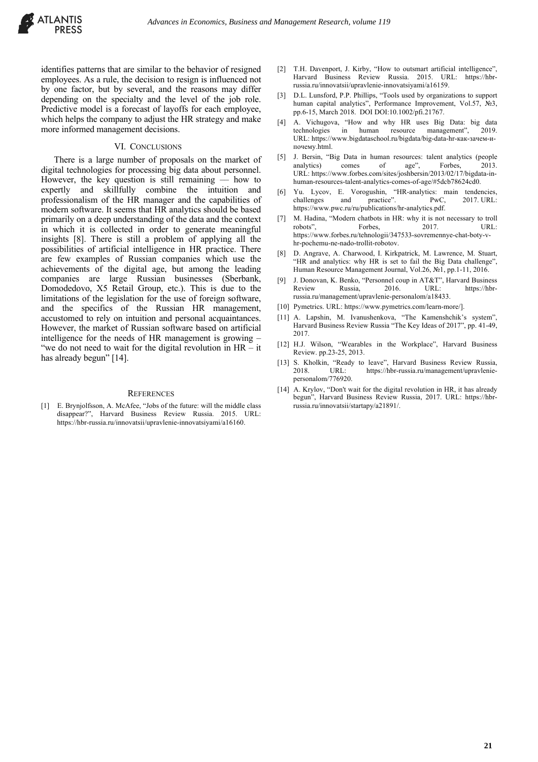identifies patterns that are similar to the behavior of resigned employees. As a rule, the decision to resign is influenced not by one factor, but by several, and the reasons may differ depending on the specialty and the level of the job role. Predictive model is a forecast of layoffs for each employee, which helps the company to adjust the HR strategy and make more informed management decisions.

## VI. Conclusions

There is a large number of proposals on the market of digital technologies for processing big data about personnel. However, the key question is still remaining — how to expertly and skillfully combine the intuition and professionalism of the HR manager and the capabilities of modern software. It seems that HR analytics should be based primarily on a deep understanding of the data and the context in which it is collected in order to generate meaningful insights [8]. There is still a problem of applying all the possibilities of artificial intelligence in HR practice. There are few examples of Russian companies which use the achievements of the digital age, but among the leading companies are large Russian businesses (Sberbank, Domodedovo, X5 Retail Group, etc.). This is due to the limitations of the legislation for the use of foreign software, and the specifics of the Russian HR management, accustomed to rely on intuition and personal acquaintances. However, the market of Russian software based on artificial intelligence for the needs of HR management is growing – "we do not need to wait for the digital revolution in HR – it has already begun" [14].

## References

[1] E. Brynjolfsson, A. McAfee, "Jobs of the future: will the middle class disappear?", Harvard Business Review Russia. 2015. URL: https://hbr-russia.ru/innovatsii/upravlenie-innovatsiyami/a16160.

[2] T.H. Davenport, J. Kirby, "How to outsmart artificial intelligence", Harvard Business Review Russia. 2015. URL: https://hbr-russia.ru/innovatsii/upravlenie-innovatsiyami/a16159.

[3] D.L. Lunsford, P.P. Phillips, "Tools used by organizations to support human capital analytics", Performance Improvement, Vol.57, №3, pp.6-15, March 2018. DOI DOI:10.1002/pfi.21767.

[4] A. Vichugova, "How and why HR uses Big Data: big data technologies in human resource management", 2019. URL: https://www.bigdataschool.ru/bigdata/big-data-hr-как-зачем-и-почему.html.

[5] J. Bersin, "Big Data in human resources: talent analytics (people analytics) comes of age", Forbes, 2013. URL: https://www.forbes.com/sites/joshbersin/2013/02/17/bigdata-in-human-resources-talent-analytics-comes-of-age/#5dcb78624cd0.

[6] Yu. Lycov, E. Vorogushin, "HR-analytics: main tendencies, challenges and practice". PwC, 2017. URL: https://www.pwc.ru/ru/publications/hr-analytics.pdf.

[7] M. Hadina, "Modern chatbots in HR: why it is not necessary to troll robots", Forbes, 2017. URL: https://www.forbes.ru/tehnologii/347533-sovremennye-chat-boty-v-hr-pochemu-ne-nado-trollit-robotov.

[8] D. Angrave, A. Charwood, I. Kirkpatrick, M. Lawrence, M. Stuart, "HR and analytics: why HR is set to fail the Big Data challenge", Human Resource Management Journal, Vol.26, №1, pp.1-11, 2016.

[9] J. Donovan, K. Benko, "Personnel coup in AT&T", Harvard Business Review Russia, 2016. URL: https://hbr-russia.ru/management/upravlenie-personalom/a18433.

[10] Pymetrics. URL: https://www.pymetrics.com/learn-more/].

[11] A. Lapshin, M. Ivanushenkova, "The Kamenshchik's system", Harvard Business Review Russia "The Key Ideas of 2017", pp. 41-49, 2017.

[12] H.J. Wilson, "Wearables in the Workplace", Harvard Business Review. pp.23-25, 2013.

[13] S. Kholkin, "Ready to leave", Harvard Business Review Russia, 2018. URL: https://hbr-russia.ru/management/upravlenie-personalom/776920.

[14] A. Krylov, "Don't wait for the digital revolution in HR, it has already begun", Harvard Business Review Russia, 2017. URL: https://hbr-russia.ru/innovatsii/startapy/a21891/.